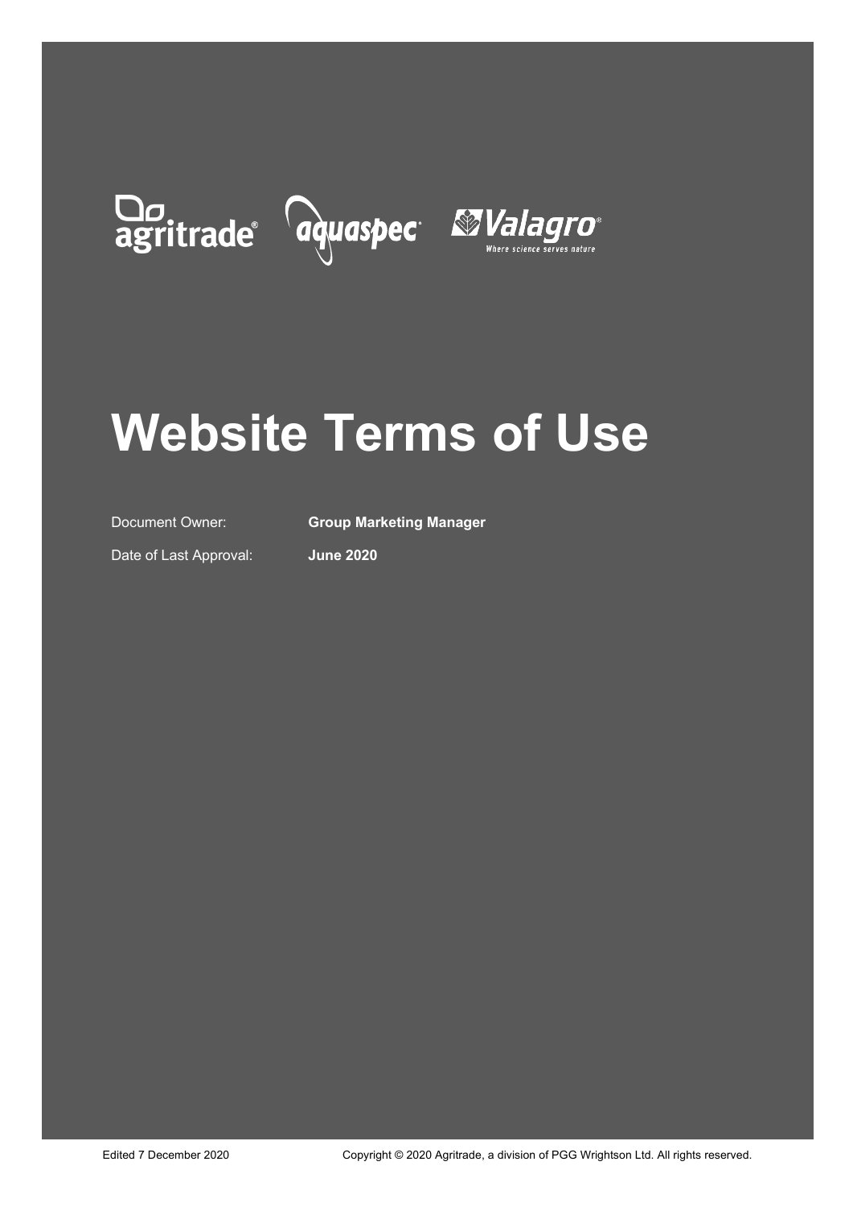agritrade® aquaspec® Valagro® Where science serves nature

# Website Terms of Use

Document Owner: **Group Marketing Manager**

Date of Last Approval: **June 2020**

Edited 7 December 2020

Copyright © 2020 Agritrade, a division of PGG Wrightson Ltd. All rights reserved.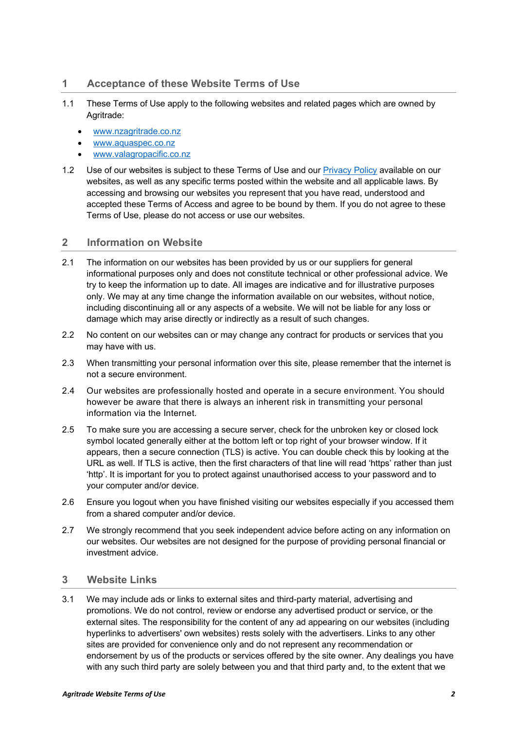## 1 Acceptance of these Website Terms of Use

1.1 These Terms of Use apply to the following websites and related pages which are owned by Agritrade:

- www.nzagritrade.co.nz
- www.aquaspec.co.nz
- www.valagropacific.co.nz

1.2 Use of our websites is subject to these Terms of Use and our Privacy Policy available on our websites, as well as any specific terms posted within the website and all applicable laws. By accessing and browsing our websites you represent that you have read, understood and accepted these Terms of Access and agree to be bound by them. If you do not agree to these Terms of Use, please do not access or use our websites.

## 2 Information on Website

2.1 The information on our websites has been provided by us or our suppliers for general informational purposes only and does not constitute technical or other professional advice. We try to keep the information up to date. All images are indicative and for illustrative purposes only. We may at any time change the information available on our websites, without notice, including discontinuing all or any aspects of a website. We will not be liable for any loss or damage which may arise directly or indirectly as a result of such changes.

2.2 No content on our websites can or may change any contract for products or services that you may have with us.

2.3 When transmitting your personal information over this site, please remember that the internet is not a secure environment.

2.4 Our websites are professionally hosted and operate in a secure environment. You should however be aware that there is always an inherent risk in transmitting your personal information via the Internet.

2.5 To make sure you are accessing a secure server, check for the unbroken key or closed lock symbol located generally either at the bottom left or top right of your browser window. If it appears, then a secure connection (TLS) is active. You can double check this by looking at the URL as well. If TLS is active, then the first characters of that line will read 'https' rather than just 'http'. It is important for you to protect against unauthorised access to your password and to your computer and/or device.

2.6 Ensure you logout when you have finished visiting our websites especially if you accessed them from a shared computer and/or device.

2.7 We strongly recommend that you seek independent advice before acting on any information on our websites. Our websites are not designed for the purpose of providing personal financial or investment advice.

## 3 Website Links

3.1 We may include ads or links to external sites and third-party material, advertising and promotions. We do not control, review or endorse any advertised product or service, or the external sites. The responsibility for the content of any ad appearing on our websites (including hyperlinks to advertisers' own websites) rests solely with the advertisers. Links to any other sites are provided for convenience only and do not represent any recommendation or endorsement by us of the products or services offered by the site owner. Any dealings you have with any such third party are solely between you and that third party and, to the extent that we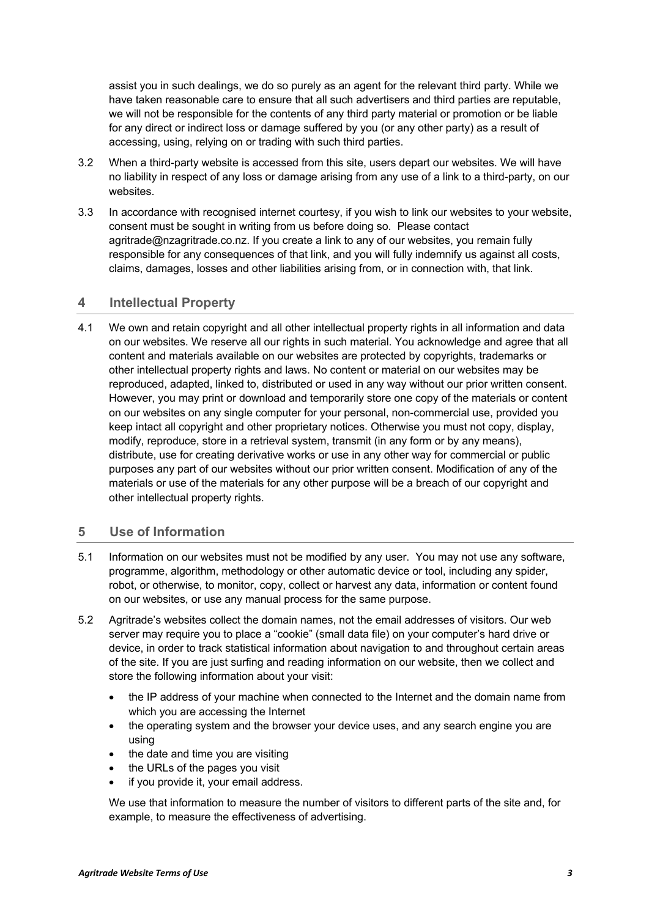assist you in such dealings, we do so purely as an agent for the relevant third party. While we have taken reasonable care to ensure that all such advertisers and third parties are reputable, we will not be responsible for the contents of any third party material or promotion or be liable for any direct or indirect loss or damage suffered by you (or any other party) as a result of accessing, using, relying on or trading with such third parties.

3.2 When a third-party website is accessed from this site, users depart our websites. We will have no liability in respect of any loss or damage arising from any use of a link to a third-party, on our websites.

3.3 In accordance with recognised internet courtesy, if you wish to link our websites to your website, consent must be sought in writing from us before doing so. Please contact agritrade@nzagritrade.co.nz. If you create a link to any of our websites, you remain fully responsible for any consequences of that link, and you will fully indemnify us against all costs, claims, damages, losses and other liabilities arising from, or in connection with, that link.

## 4 Intellectual Property

4.1 We own and retain copyright and all other intellectual property rights in all information and data on our websites. We reserve all our rights in such material. You acknowledge and agree that all content and materials available on our websites are protected by copyrights, trademarks or other intellectual property rights and laws. No content or material on our websites may be reproduced, adapted, linked to, distributed or used in any way without our prior written consent. However, you may print or download and temporarily store one copy of the materials or content on our websites on any single computer for your personal, non-commercial use, provided you keep intact all copyright and other proprietary notices. Otherwise you must not copy, display, modify, reproduce, store in a retrieval system, transmit (in any form or by any means), distribute, use for creating derivative works or use in any other way for commercial or public purposes any part of our websites without our prior written consent. Modification of any of the materials or use of the materials for any other purpose will be a breach of our copyright and other intellectual property rights.

## 5 Use of Information

5.1 Information on our websites must not be modified by any user. You may not use any software, programme, algorithm, methodology or other automatic device or tool, including any spider, robot, or otherwise, to monitor, copy, collect or harvest any data, information or content found on our websites, or use any manual process for the same purpose.

5.2 Agritrade's websites collect the domain names, not the email addresses of visitors. Our web server may require you to place a "cookie" (small data file) on your computer's hard drive or device, in order to track statistical information about navigation to and throughout certain areas of the site. If you are just surfing and reading information on our website, then we collect and store the following information about your visit:

- the IP address of your machine when connected to the Internet and the domain name from which you are accessing the Internet
- the operating system and the browser your device uses, and any search engine you are using
- the date and time you are visiting
- the URLs of the pages you visit
- if you provide it, your email address.

We use that information to measure the number of visitors to different parts of the site and, for example, to measure the effectiveness of advertising.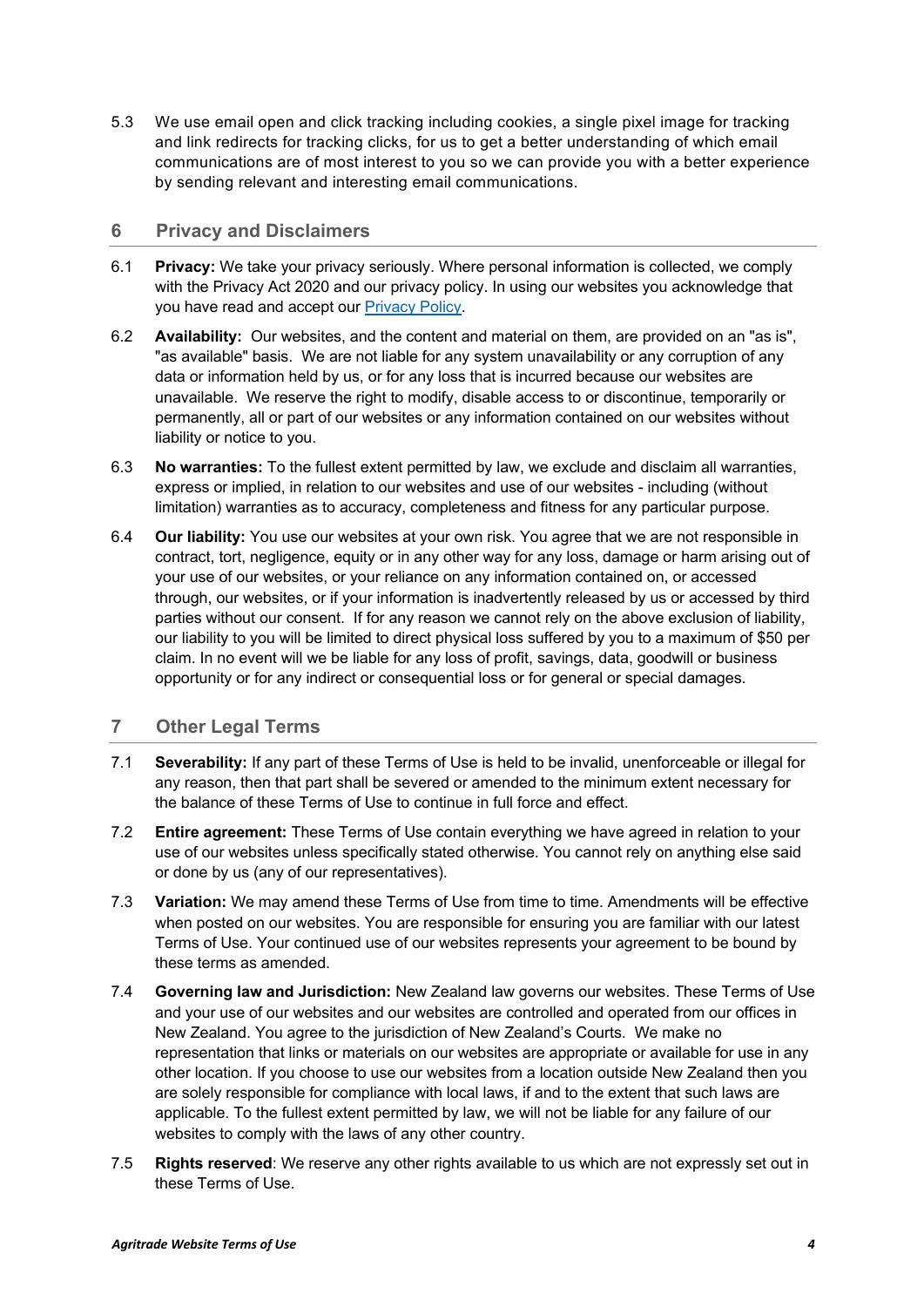5.3 We use email open and click tracking including cookies, a single pixel image for tracking and link redirects for tracking clicks, for us to get a better understanding of which email communications are of most interest to you so we can provide you with a better experience by sending relevant and interesting email communications.

## 6 Privacy and Disclaimers

6.1 **Privacy:** We take your privacy seriously. Where personal information is collected, we comply with the Privacy Act 2020 and our privacy policy. In using our websites you acknowledge that you have read and accept our Privacy Policy.

6.2 **Availability:** Our websites, and the content and material on them, are provided on an "as is", "as available" basis. We are not liable for any system unavailability or any corruption of any data or information held by us, or for any loss that is incurred because our websites are unavailable. We reserve the right to modify, disable access to or discontinue, temporarily or permanently, all or part of our websites or any information contained on our websites without liability or notice to you.

6.3 **No warranties:** To the fullest extent permitted by law, we exclude and disclaim all warranties, express or implied, in relation to our websites and use of our websites - including (without limitation) warranties as to accuracy, completeness and fitness for any particular purpose.

6.4 **Our liability:** You use our websites at your own risk. You agree that we are not responsible in contract, tort, negligence, equity or in any other way for any loss, damage or harm arising out of your use of our websites, or your reliance on any information contained on, or accessed through, our websites, or if your information is inadvertently released by us or accessed by third parties without our consent. If for any reason we cannot rely on the above exclusion of liability, our liability to you will be limited to direct physical loss suffered by you to a maximum of $50 per claim. In no event will we be liable for any loss of profit, savings, data, goodwill or business opportunity or for any indirect or consequential loss or for general or special damages.

## 7 Other Legal Terms

7.1 **Severability:** If any part of these Terms of Use is held to be invalid, unenforceable or illegal for any reason, then that part shall be severed or amended to the minimum extent necessary for the balance of these Terms of Use to continue in full force and effect.

7.2 **Entire agreement:** These Terms of Use contain everything we have agreed in relation to your use of our websites unless specifically stated otherwise. You cannot rely on anything else said or done by us (any of our representatives).

7.3 **Variation:** We may amend these Terms of Use from time to time. Amendments will be effective when posted on our websites. You are responsible for ensuring you are familiar with our latest Terms of Use. Your continued use of our websites represents your agreement to be bound by these terms as amended.

7.4 **Governing law and Jurisdiction:** New Zealand law governs our websites. These Terms of Use and your use of our websites and our websites are controlled and operated from our offices in New Zealand. You agree to the jurisdiction of New Zealand's Courts. We make no representation that links or materials on our websites are appropriate or available for use in any other location. If you choose to use our websites from a location outside New Zealand then you are solely responsible for compliance with local laws, if and to the extent that such laws are applicable. To the fullest extent permitted by law, we will not be liable for any failure of our websites to comply with the laws of any other country.

7.5 **Rights reserved**: We reserve any other rights available to us which are not expressly set out in these Terms of Use.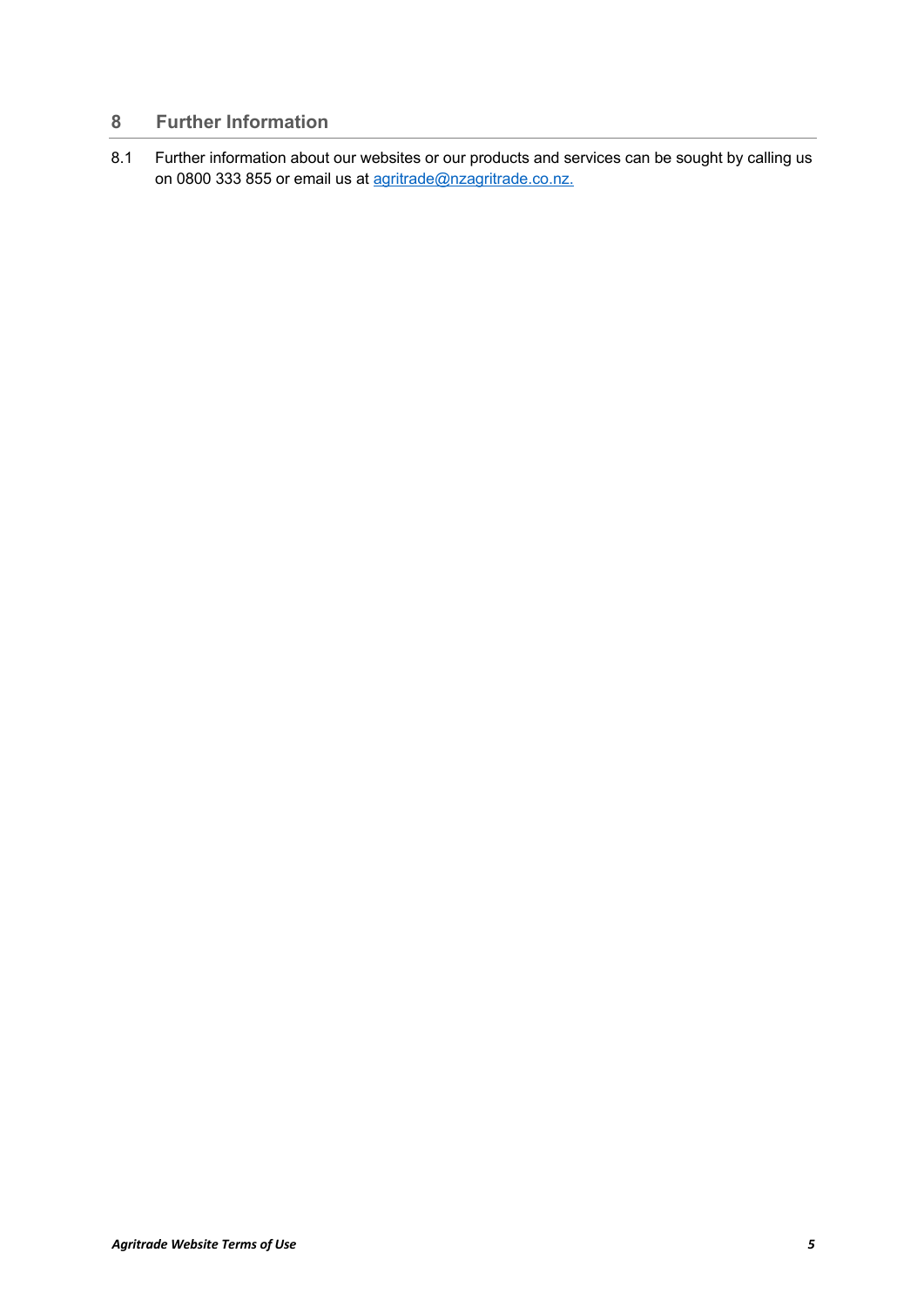## 8 Further Information

8.1 Further information about our websites or our products and services can be sought by calling us on 0800 333 855 or email us at agritrade@nzagritrade.co.nz.